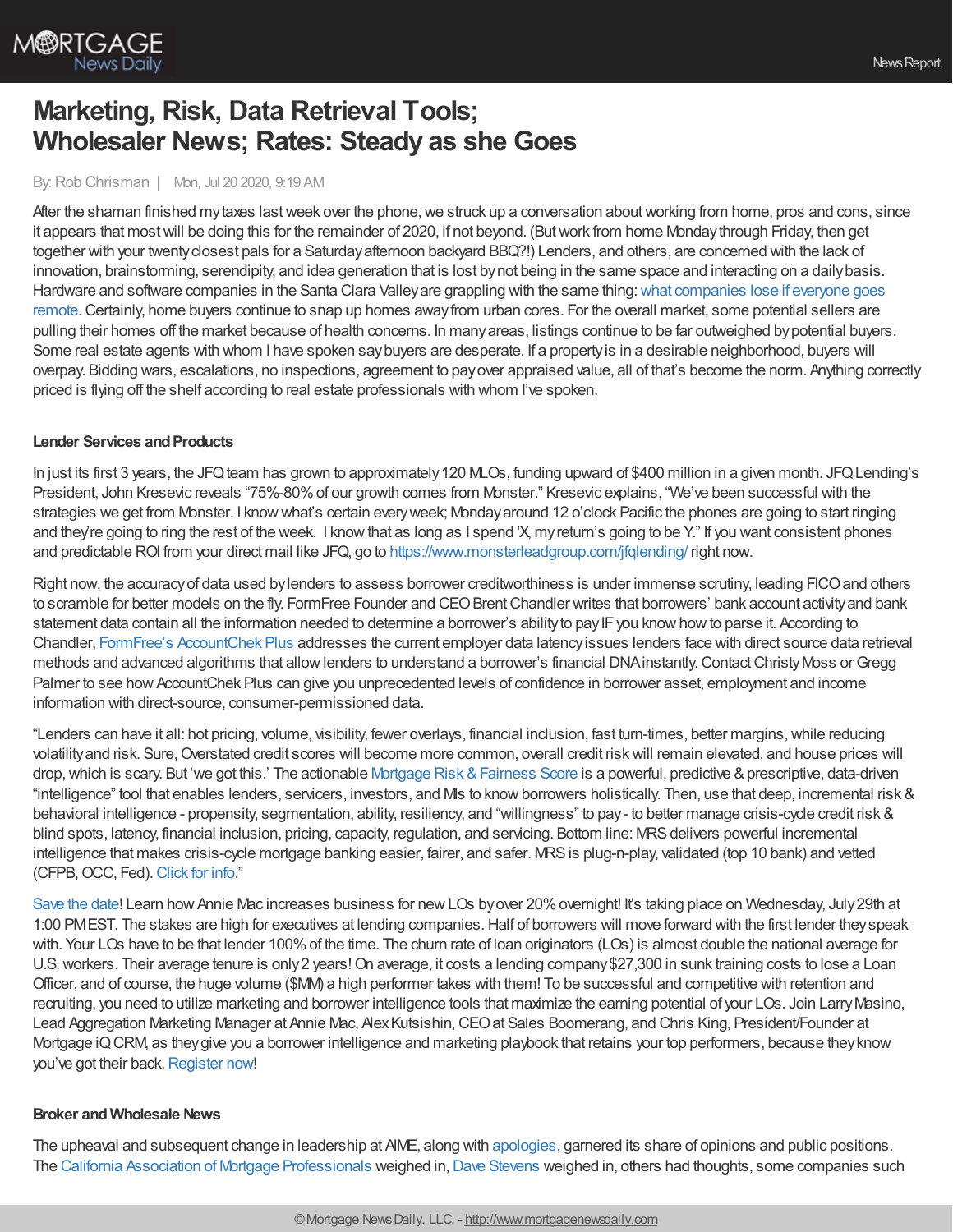# Marketing, Risk, Data Retrieval Tools; Wholesaler News; Rates: Steady as she Goes

By: Rob Chrisman | Mon, Jul 20 2020, 9:19 AM

After the shaman finished my taxes last week over the phone, we struck up a conversation about working from home, pros and cons, since it appears that most will be doing this for the remainder of 2020, if not beyond. (But work from home Monday through Friday, then get together with your twenty closest pals for a Saturday afternoon backyard BBQ?!) Lenders, and others, are concerned with the lack of innovation, brainstorming, serendipity, and idea generation that is lost by not being in the same space and interacting on a daily basis. Hardware and software companies in the Santa Clara Valley are grappling with the same thing: what companies lose if everyone goes remote. Certainly, home buyers continue to snap up homes away from urban cores. For the overall market, some potential sellers are pulling their homes off the market because of health concerns. In many areas, listings continue to be far outweighed by potential buyers. Some real estate agents with whom I have spoken say buyers are desperate. If a property is in a desirable neighborhood, buyers will overpay. Bidding wars, escalations, no inspections, agreement to pay over appraised value, all of that's become the norm. Anything correctly priced is flying off the shelf according to real estate professionals with whom I've spoken.

### Lender Services and Products

In just its first 3 years, the JFQ team has grown to approximately 120 MLOs, funding upward of $400 million in a given month. JFQ Lending's President, John Kresevic reveals "75%-80% of our growth comes from Monster." Kresevic explains, "We've been successful with the strategies we get from Monster. I know what's certain every week; Monday around 12 o'clock Pacific the phones are going to start ringing and they're going to ring the rest of the week. I know that as long as I spend 'X, my return's going to be Y." If you want consistent phones and predictable ROI from your direct mail like JFQ, go to https://www.monsterleadgroup.com/jfqlending/ right now.

Right now, the accuracy of data used by lenders to assess borrower creditworthiness is under immense scrutiny, leading FICO and others to scramble for better models on the fly. FormFree Founder and CEO Brent Chandler writes that borrowers' bank account activity and bank statement data contain all the information needed to determine a borrower's ability to pay IF you know how to parse it. According to Chandler, FormFree's AccountChek Plus addresses the current employer data latency issues lenders face with direct source data retrieval methods and advanced algorithms that allow lenders to understand a borrower's financial DNA instantly. Contact Christy Moss or Gregg Palmer to see how AccountChek Plus can give you unprecedented levels of confidence in borrower asset, employment and income information with direct-source, consumer-permissioned data.

"Lenders can have it all: hot pricing, volume, visibility, fewer overlays, financial inclusion, fast turn-times, better margins, while reducing volatility and risk. Sure, Overstated credit scores will become more common, overall credit risk will remain elevated, and house prices will drop, which is scary. But 'we got this.' The actionable Mortgage Risk & Fairness Score is a powerful, predictive & prescriptive, data-driven "intelligence" tool that enables lenders, servicers, investors, and MIs to know borrowers holistically. Then, use that deep, incremental risk & behavioral intelligence - propensity, segmentation, ability, resiliency, and "willingness" to pay - to better manage crisis-cycle credit risk & blind spots, latency, financial inclusion, pricing, capacity, regulation, and servicing. Bottom line: MRS delivers powerful incremental intelligence that makes crisis-cycle mortgage banking easier, fairer, and safer. MRS is plug-n-play, validated (top 10 bank) and vetted (CFPB, OCC, Fed). Click for info."

Save the date! Learn how Annie Mac increases business for new LOs by over 20% overnight! It's taking place on Wednesday, July 29th at 1:00 PM EST. The stakes are high for executives at lending companies. Half of borrowers will move forward with the first lender they speak with. Your LOs have to be that lender 100% of the time. The churn rate of loan originators (LOs) is almost double the national average for U.S. workers. Their average tenure is only 2 years! On average, it costs a lending company $27,300 in sunk training costs to lose a Loan Officer, and of course, the huge volume ($MM) a high performer takes with them! To be successful and competitive with retention and recruiting, you need to utilize marketing and borrower intelligence tools that maximize the earning potential of your LOs. Join Larry Masino, Lead Aggregation Marketing Manager at Annie Mac, Alex Kutsishin, CEO at Sales Boomerang, and Chris King, President/Founder at Mortgage iQ CRM, as they give you a borrower intelligence and marketing playbook that retains your top performers, because they know you've got their back. Register now!

### Broker and Wholesale News

The upheaval and subsequent change in leadership at AIME, along with apologies, garnered its share of opinions and public positions. The California Association of Mortgage Professionals weighed in, Dave Stevens weighed in, others had thoughts, some companies such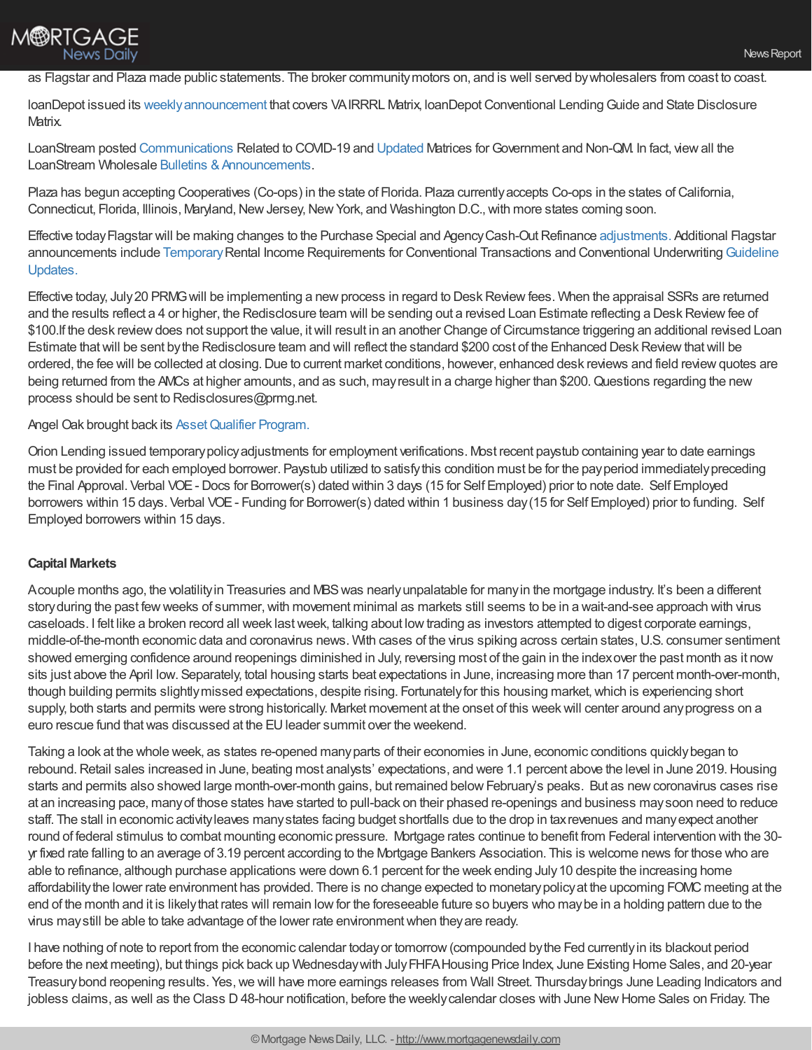as Flagstar and Plaza made public statements. The broker community motors on, and is well served by wholesalers from coast to coast.

loanDepot issued its weekly announcement that covers VA IRRRL Matrix, loanDepot Conventional Lending Guide and State Disclosure Matrix.

LoanStream posted Communications Related to COVID-19 and Updated Matrices for Government and Non-QM. In fact, view all the LoanStream Wholesale Bulletins & Announcements.

Plaza has begun accepting Cooperatives (Co-ops) in the state of Florida. Plaza currently accepts Co-ops in the states of California, Connecticut, Florida, Illinois, Maryland, New Jersey, New York, and Washington D.C., with more states coming soon.

Effective today Flagstar will be making changes to the Purchase Special and Agency Cash-Out Refinance adjustments. Additional Flagstar announcements include Temporary Rental Income Requirements for Conventional Transactions and Conventional Underwriting Guideline Updates.

Effective today, July 20 PRMG will be implementing a new process in regard to Desk Review fees. When the appraisal SSRs are returned and the results reflect a 4 or higher, the Redisclosure team will be sending out a revised Loan Estimate reflecting a Desk Review fee of $100.If the desk review does not support the value, it will result in an another Change of Circumstance triggering an additional revised Loan Estimate that will be sent by the Redisclosure team and will reflect the standard $200 cost of the Enhanced Desk Review that will be ordered, the fee will be collected at closing. Due to current market conditions, however, enhanced desk reviews and field review quotes are being returned from the AMCs at higher amounts, and as such, may result in a charge higher than $200. Questions regarding the new process should be sent to Redisclosures@prmg.net.

Angel Oak brought back its Asset Qualifier Program.

Orion Lending issued temporary policy adjustments for employment verifications. Most recent paystub containing year to date earnings must be provided for each employed borrower. Paystub utilized to satisfy this condition must be for the pay period immediately preceding the Final Approval. Verbal VOE - Docs for Borrower(s) dated within 3 days (15 for Self Employed) prior to note date. Self Employed borrowers within 15 days. Verbal VOE - Funding for Borrower(s) dated within 1 business day (15 for Self Employed) prior to funding. Self Employed borrowers within 15 days.

**Capital Markets**

A couple months ago, the volatility in Treasuries and MBS was nearly unpalatable for many in the mortgage industry. It's been a different story during the past few weeks of summer, with movement minimal as markets still seems to be in a wait-and-see approach with virus caseloads. I felt like a broken record all week last week, talking about low trading as investors attempted to digest corporate earnings, middle-of-the-month economic data and coronavirus news. With cases of the virus spiking across certain states, U.S. consumer sentiment showed emerging confidence around reopenings diminished in July, reversing most of the gain in the index over the past month as it now sits just above the April low. Separately, total housing starts beat expectations in June, increasing more than 17 percent month-over-month, though building permits slightly missed expectations, despite rising. Fortunately for this housing market, which is experiencing short supply, both starts and permits were strong historically. Market movement at the onset of this week will center around any progress on a euro rescue fund that was discussed at the EU leader summit over the weekend.

Taking a look at the whole week, as states re-opened many parts of their economies in June, economic conditions quickly began to rebound. Retail sales increased in June, beating most analysts' expectations, and were 1.1 percent above the level in June 2019. Housing starts and permits also showed large month-over-month gains, but remained below February's peaks. But as new coronavirus cases rise at an increasing pace, many of those states have started to pull-back on their phased re-openings and business may soon need to reduce staff. The stall in economic activity leaves many states facing budget shortfalls due to the drop in tax revenues and many expect another round of federal stimulus to combat mounting economic pressure. Mortgage rates continue to benefit from Federal intervention with the 30-yr fixed rate falling to an average of 3.19 percent according to the Mortgage Bankers Association. This is welcome news for those who are able to refinance, although purchase applications were down 6.1 percent for the week ending July 10 despite the increasing home affordability the lower rate environment has provided. There is no change expected to monetary policy at the upcoming FOMC meeting at the end of the month and it is likely that rates will remain low for the foreseeable future so buyers who may be in a holding pattern due to the virus may still be able to take advantage of the lower rate environment when they are ready.

I have nothing of note to report from the economic calendar today or tomorrow (compounded by the Fed currently in its blackout period before the next meeting), but things pick back up Wednesday with July FHFA Housing Price Index, June Existing Home Sales, and 20-year Treasury bond reopening results. Yes, we will have more earnings releases from Wall Street. Thursday brings June Leading Indicators and jobless claims, as well as the Class D 48-hour notification, before the weekly calendar closes with June New Home Sales on Friday. The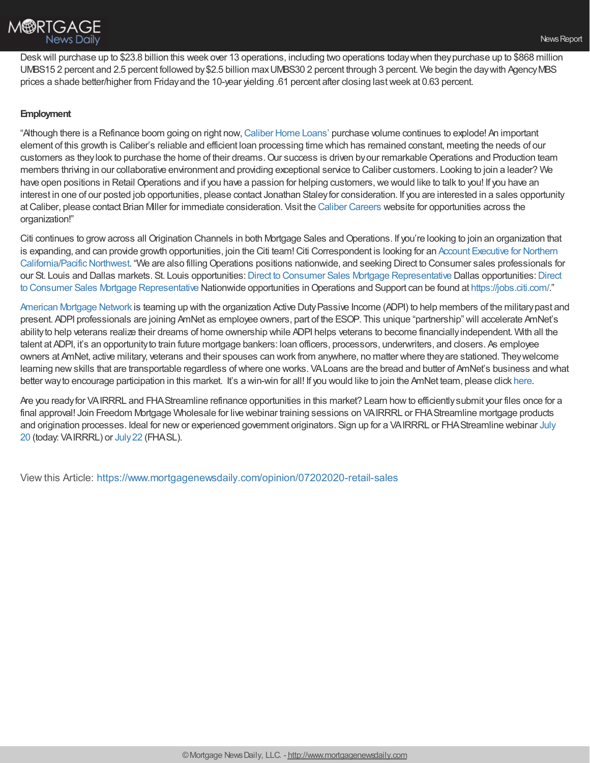Desk will purchase up to $23.8 billion this week over 13 operations, including two operations today when they purchase up to $868 million UMBS15 2 percent and 2.5 percent followed by $2.5 billion max UMBS30 2 percent through 3 percent. We begin the day with Agency MBS prices a shade better/higher from Friday and the 10-year yielding .61 percent after closing last week at 0.63 percent.

**Employment**

"Although there is a Refinance boom going on right now, Caliber Home Loans' purchase volume continues to explode! An important element of this growth is Caliber's reliable and efficient loan processing time which has remained constant, meeting the needs of our customers as they look to purchase the home of their dreams. Our success is driven by our remarkable Operations and Production team members thriving in our collaborative environment and providing exceptional service to Caliber customers. Looking to join a leader? We have open positions in Retail Operations and if you have a passion for helping customers, we would like to talk to you! If you have an interest in one of our posted job opportunities, please contact Jonathan Staley for consideration. If you are interested in a sales opportunity at Caliber, please contact Brian Miller for immediate consideration. Visit the Caliber Careers website for opportunities across the organization!"

Citi continues to grow across all Origination Channels in both Mortgage Sales and Operations. If you're looking to join an organization that is expanding, and can provide growth opportunities, join the Citi team! Citi Correspondent is looking for an Account Executive for Northern California/Pacific Northwest. "We are also filling Operations positions nationwide, and seeking Direct to Consumer sales professionals for our St. Louis and Dallas markets. St. Louis opportunities: Direct to Consumer Sales Mortgage Representative Dallas opportunities: Direct to Consumer Sales Mortgage Representative Nationwide opportunities in Operations and Support can be found at https://jobs.citi.com/."

American Mortgage Network is teaming up with the organization Active Duty Passive Income (ADPI) to help members of the military past and present. ADPI professionals are joining AmNet as employee owners, part of the ESOP. This unique "partnership" will accelerate AmNet's ability to help veterans realize their dreams of home ownership while ADPI helps veterans to become financially independent. With all the talent at ADPI, it's an opportunity to train future mortgage bankers: loan officers, processors, underwriters, and closers. As employee owners at AmNet, active military, veterans and their spouses can work from anywhere, no matter where they are stationed. They welcome learning new skills that are transportable regardless of where one works. VA Loans are the bread and butter of AmNet's business and what better way to encourage participation in this market. It's a win-win for all! If you would like to join the AmNet team, please click here.

Are you ready for VA IRRRL and FHA Streamline refinance opportunities in this market? Learn how to efficiently submit your files once for a final approval! Join Freedom Mortgage Wholesale for live webinar training sessions on VA IRRRL or FHA Streamline mortgage products and origination processes. Ideal for new or experienced government originators. Sign up for a VA IRRRL or FHA Streamline webinar July 20 (today: VA IRRRL) or July 22 (FHA SL).

View this Article: https://www.mortgagenewsdaily.com/opinion/07202020-retail-sales